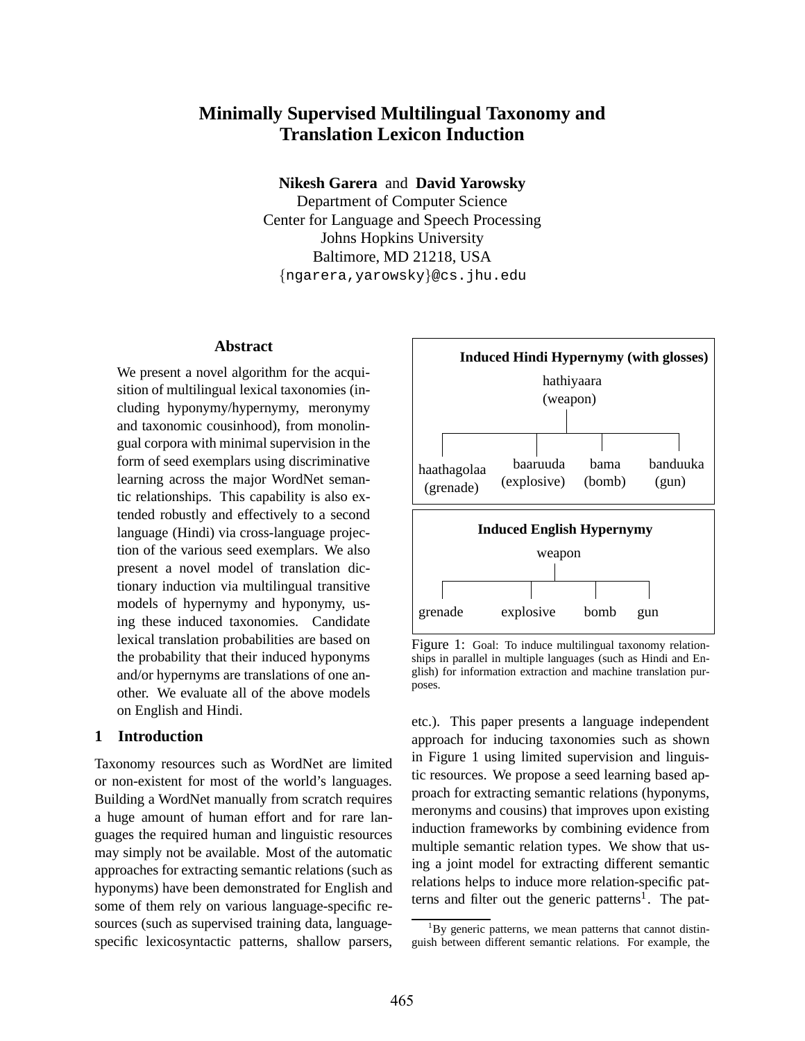# Minimally Supervised Multilingual Taxonomy and Translation Lexicon Induction

**Nikesh Garera** and **David Yarowsky**
Department of Computer Science
Center for Language and Speech Processing
Johns Hopkins University
Baltimore, MD 21218, USA
{ngarera,yarowsky}@cs.jhu.edu

## Abstract

We present a novel algorithm for the acquisition of multilingual lexical taxonomies (including hyponymy/hypernymy, meronymy and taxonomic cousinhood), from monolingual corpora with minimal supervision in the form of seed exemplars using discriminative learning across the major WordNet semantic relationships. This capability is also extended robustly and effectively to a second language (Hindi) via cross-language projection of the various seed exemplars. We also present a novel model of translation dictionary induction via multilingual transitive models of hypernymy and hyponymy, using these induced taxonomies. Candidate lexical translation probabilities are based on the probability that their induced hyponyms and/or hypernyms are translations of one another. We evaluate all of the above models on English and Hindi.

## 1 Introduction

Taxonomy resources such as WordNet are limited or non-existent for most of the world's languages. Building a WordNet manually from scratch requires a huge amount of human effort and for rare languages the required human and linguistic resources may simply not be available. Most of the automatic approaches for extracting semantic relations (such as hyponyms) have been demonstrated for English and some of them rely on various language-specific resources (such as supervised training data, language-specific lexicosyntactic patterns, shallow parsers, etc.). This paper presents a language independent approach for inducing taxonomies such as shown in Figure 1 using limited supervision and linguistic resources. We propose a seed learning based approach for extracting semantic relations (hyponyms, meronyms and cousins) that improves upon existing induction frameworks by combining evidence from multiple semantic relation types. We show that using a joint model for extracting different semantic relations helps to induce more relation-specific patterns and filter out the generic patterns[1]. The pat-

**Induced Hindi Hypernymy (with glosses)**

hathiyaara (weapon)
- haathagolaa (grenade)
- baaruuda (explosive)
- bama (bomb)
- banduuka (gun)

**Induced English Hypernymy**

weapon
- grenade
- explosive
- bomb
- gun

Figure 1: Goal: To induce multilingual taxonomy relationships in parallel in multiple languages (such as Hindi and English) for information extraction and machine translation purposes.

[1] By generic patterns, we mean patterns that cannot distinguish between different semantic relations. For example, the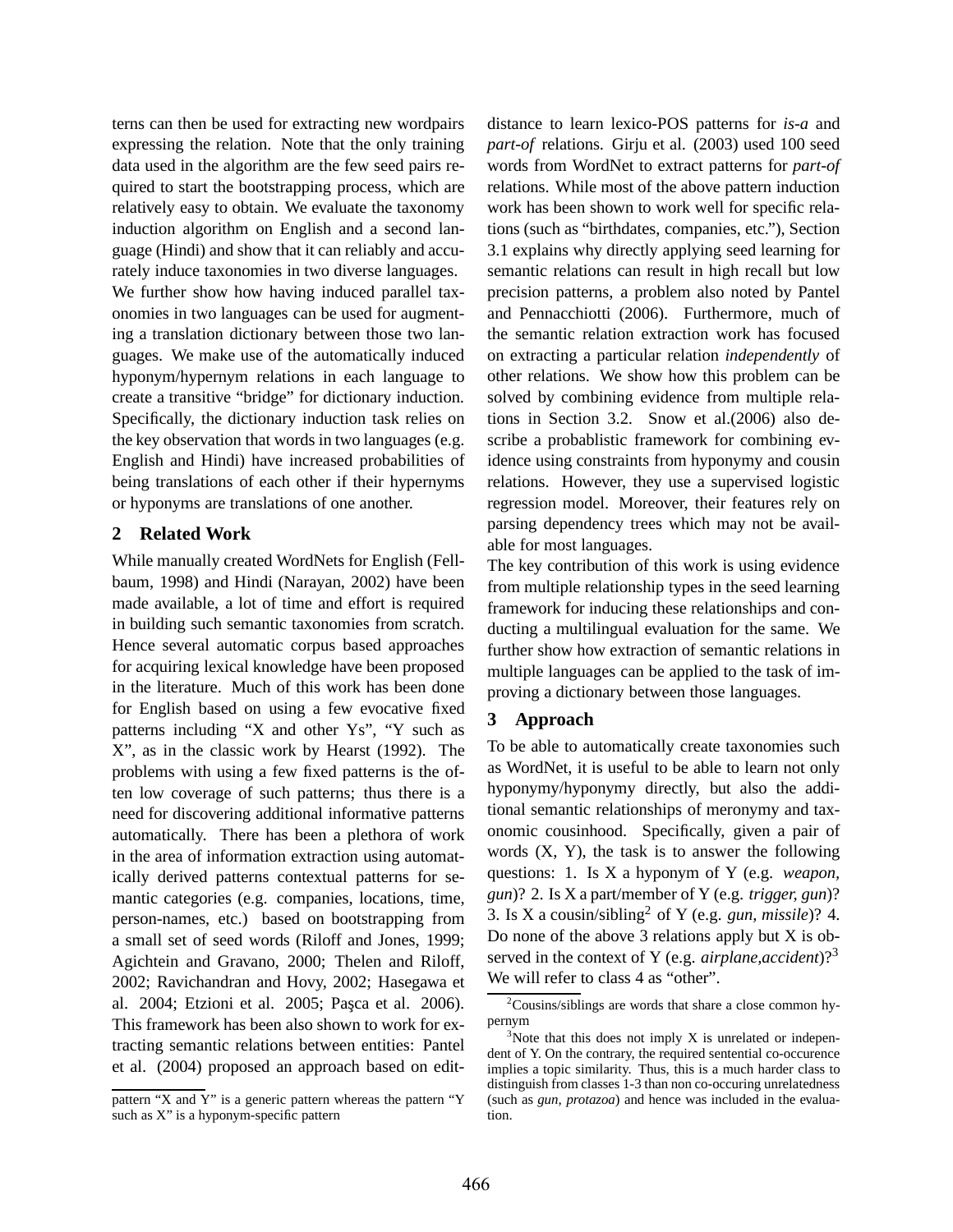terns can then be used for extracting new wordpairs expressing the relation. Note that the only training data used in the algorithm are the few seed pairs required to start the bootstrapping process, which are relatively easy to obtain. We evaluate the taxonomy induction algorithm on English and a second language (Hindi) and show that it can reliably and accurately induce taxonomies in two diverse languages.

We further show how having induced parallel taxonomies in two languages can be used for augmenting a translation dictionary between those two languages. We make use of the automatically induced hyponym/hypernym relations in each language to create a transitive "bridge" for dictionary induction. Specifically, the dictionary induction task relies on the key observation that words in two languages (e.g. English and Hindi) have increased probabilities of being translations of each other if their hypernyms or hyponyms are translations of one another.

## 2 Related Work

While manually created WordNets for English (Fellbaum, 1998) and Hindi (Narayan, 2002) have been made available, a lot of time and effort is required in building such semantic taxonomies from scratch. Hence several automatic corpus based approaches for acquiring lexical knowledge have been proposed in the literature. Much of this work has been done for English based on using a few evocative fixed patterns including "X and other Ys", "Y such as X", as in the classic work by Hearst (1992). The problems with using a few fixed patterns is the often low coverage of such patterns; thus there is a need for discovering additional informative patterns automatically. There has been a plethora of work in the area of information extraction using automatically derived patterns contextual patterns for semantic categories (e.g. companies, locations, time, person-names, etc.) based on bootstrapping from a small set of seed words (Riloff and Jones, 1999; Agichtein and Gravano, 2000; Thelen and Riloff, 2002; Ravichandran and Hovy, 2002; Hasegawa et al. 2004; Etzioni et al. 2005; Paşca et al. 2006). This framework has been also shown to work for extracting semantic relations between entities: Pantel et al. (2004) proposed an approach based on edit-distance to learn lexico-POS patterns for *is-a* and *part-of* relations. Girju et al. (2003) used 100 seed words from WordNet to extract patterns for *part-of* relations. While most of the above pattern induction work has been shown to work well for specific relations (such as "birthdates, companies, etc."), Section 3.1 explains why directly applying seed learning for semantic relations can result in high recall but low precision patterns, a problem also noted by Pantel and Pennacchiotti (2006). Furthermore, much of the semantic relation extraction work has focused on extracting a particular relation *independently* of other relations. We show how this problem can be solved by combining evidence from multiple relations in Section 3.2. Snow et al.(2006) also describe a probablistic framework for combining evidence using constraints from hyponymy and cousin relations. However, they use a supervised logistic regression model. Moreover, their features rely on parsing dependency trees which may not be available for most languages.

The key contribution of this work is using evidence from multiple relationship types in the seed learning framework for inducing these relationships and conducting a multilingual evaluation for the same. We further show how extraction of semantic relations in multiple languages can be applied to the task of improving a dictionary between those languages.

## 3 Approach

To be able to automatically create taxonomies such as WordNet, it is useful to be able to learn not only hyponymy/hyponymy directly, but also the additional semantic relationships of meronymy and taxonomic cousinhood. Specifically, given a pair of words (X, Y), the task is to answer the following questions: 1. Is X a hyponym of Y (e.g. *weapon, gun*)? 2. Is X a part/member of Y (e.g. *trigger, gun*)? 3. Is X a cousin/sibling[2] of Y (e.g. *gun, missile*)? 4. Do none of the above 3 relations apply but X is observed in the context of Y (e.g. *airplane,accident*)?[3] We will refer to class 4 as "other".

---

pattern "X and Y" is a generic pattern whereas the pattern "Y such as X" is a hyponym-specific pattern

[2]Cousins/siblings are words that share a close common hypernym

[3]Note that this does not imply X is unrelated or independent of Y. On the contrary, the required sentential co-occurence implies a topic similarity. Thus, this is a much harder class to distinguish from classes 1-3 than non co-occuring unrelatedness (such as *gun, protazoa*) and hence was included in the evaluation.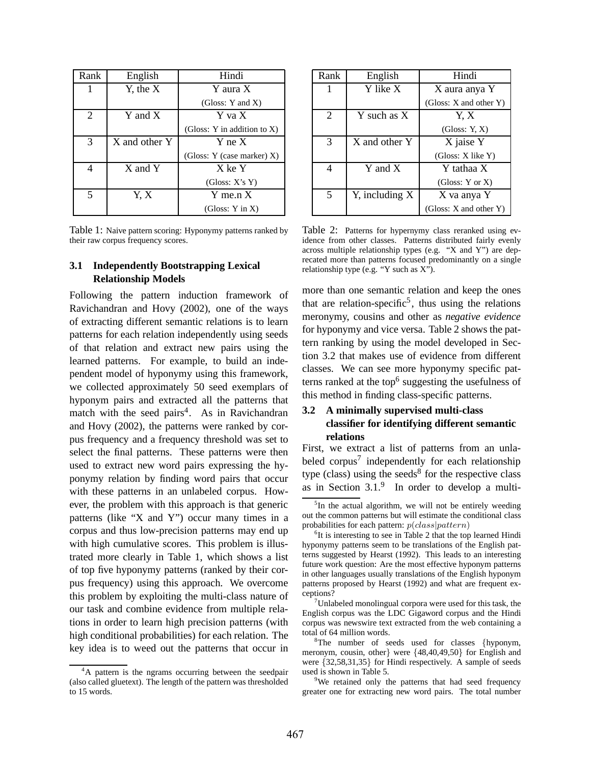| Rank | English | Hindi |
|---|---|---|
| 1 | Y, the X | Y aura X |
| | | (Gloss: Y and X) |
| 2 | Y and X | Y va X |
| | | (Gloss: Y in addition to X) |
| 3 | X and other Y | Y ne X |
| | | (Gloss: Y (case marker) X) |
| 4 | X and Y | X ke Y |
| | | (Gloss: X's Y) |
| 5 | Y, X | Y me.n X |
| | | (Gloss: Y in X) |

Table 1: Naive pattern scoring: Hyponymy patterns ranked by their raw corpus frequency scores.

| Rank | English | Hindi |
|---|---|---|
| 1 | Y like X | X aura anya Y |
| | | (Gloss: X and other Y) |
| 2 | Y such as X | Y, X |
| | | (Gloss: Y, X) |
| 3 | X and other Y | X jaise Y |
| | | (Gloss: X like Y) |
| 4 | Y and X | Y tathaa X |
| | | (Gloss: Y or X) |
| 5 | Y, including X | X va anya Y |
| | | (Gloss: X and other Y) |

Table 2: Patterns for hypernymy class reranked using evidence from other classes. Patterns distributed fairly evenly across multiple relationship types (e.g. "X and Y") are deprecated more than patterns focused predominantly on a single relationship type (e.g. "Y such as X").

### 3.1 Independently Bootstrapping Lexical Relationship Models

Following the pattern induction framework of Ravichandran and Hovy (2002), one of the ways of extracting different semantic relations is to learn patterns for each relation independently using seeds of that relation and extract new pairs using the learned patterns. For example, to build an independent model of hyponymy using this framework, we collected approximately 50 seed exemplars of hyponym pairs and extracted all the patterns that match with the seed pairs[4]. As in Ravichandran and Hovy (2002), the patterns were ranked by corpus frequency and a frequency threshold was set to select the final patterns. These patterns were then used to extract new word pairs expressing the hyponymy relation by finding word pairs that occur with these patterns in an unlabeled corpus. However, the problem with this approach is that generic patterns (like "X and Y") occur many times in a corpus and thus low-precision patterns may end up with high cumulative scores. This problem is illustrated more clearly in Table 1, which shows a list of top five hyponymy patterns (ranked by their corpus frequency) using this approach. We overcome this problem by exploiting the multi-class nature of our task and combine evidence from multiple relations in order to learn high precision patterns (with high conditional probabilities) for each relation. The key idea is to weed out the patterns that occur in more than one semantic relation and keep the ones that are relation-specific[5], thus using the relations meronymy, cousins and other as *negative evidence* for hyponymy and vice versa. Table 2 shows the pattern ranking by using the model developed in Section 3.2 that makes use of evidence from different classes. We can see more hyponymy specific patterns ranked at the top[6] suggesting the usefulness of this method in finding class-specific patterns.

### 3.2 A minimally supervised multi-class classifier for identifying different semantic relations

First, we extract a list of patterns from an unlabeled corpus[7] independently for each relationship type (class) using the seeds[8] for the respective class as in Section 3.1.[9] In order to develop a multi-

[4]A pattern is the ngrams occurring between the seedpair (also called gluetext). The length of the pattern was thresholded to 15 words.

[5]In the actual algorithm, we will not be entirely weeding out the common patterns but will estimate the conditional class probabilities for each pattern: $p(class|pattern)$

[6]It is interesting to see in Table 2 that the top learned Hindi hyponymy patterns seem to be translations of the English patterns suggested by Hearst (1992). This leads to an interesting future work question: Are the most effective hyponym patterns in other languages usually translations of the English hyponym patterns proposed by Hearst (1992) and what are frequent exceptions?

[7]Unlabeled monolingual corpora were used for this task, the English corpus was the LDC Gigaword corpus and the Hindi corpus was newswire text extracted from the web containing a total of 64 million words.

[8]The number of seeds used for classes {hyponym, meronym, cousin, other} were {48,40,49,50} for English and were {32,58,31,35} for Hindi respectively. A sample of seeds used is shown in Table 5.

[9]We retained only the patterns that had seed frequency greater one for extracting new word pairs. The total number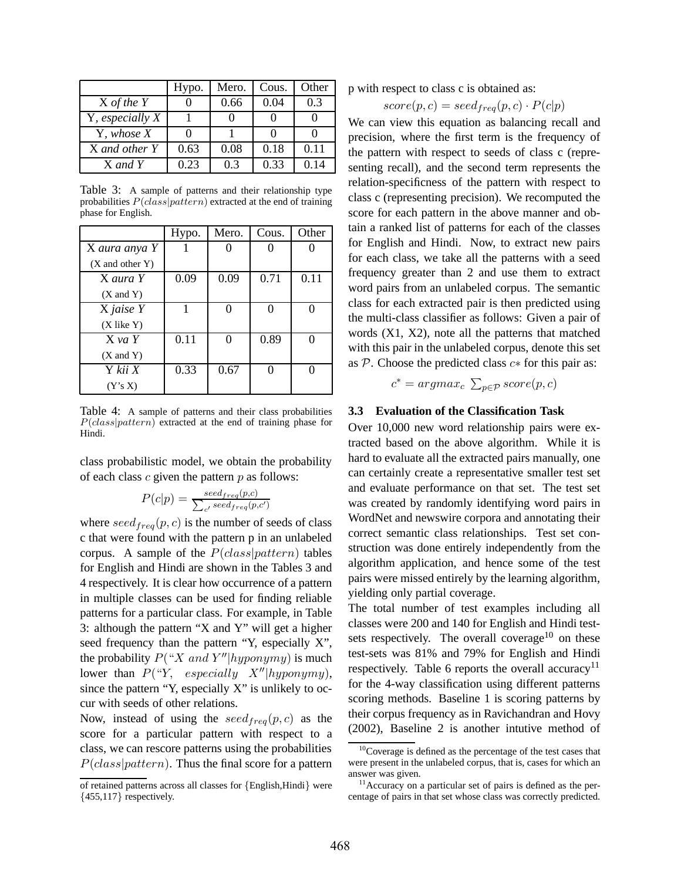|  | Hypo. | Mero. | Cous. | Other |
| --- | --- | --- | --- | --- |
| X *of the* Y | 0 | 0.66 | 0.04 | 0.3 |
| Y, *especially* X | 1 | 0 | 0 | 0 |
| Y, *whose* X | 0 | 1 | 0 | 0 |
| X *and other* Y | 0.63 | 0.08 | 0.18 | 0.11 |
| X *and* Y | 0.23 | 0.3 | 0.33 | 0.14 |

Table 3: A sample of patterns and their relationship type probabilities $P(class|pattern)$ extracted at the end of training phase for English.

|  | Hypo. | Mero. | Cous. | Other |
| --- | --- | --- | --- | --- |
| X *aura anya* Y (X and other Y) | 1 | 0 | 0 | 0 |
| X *aura* Y (X and Y) | 0.09 | 0.09 | 0.71 | 0.11 |
| X *jaise* Y (X like Y) | 1 | 0 | 0 | 0 |
| X *va* Y (X and Y) | 0.11 | 0 | 0.89 | 0 |
| Y *kii* X (Y's X) | 0.33 | 0.67 | 0 | 0 |

Table 4: A sample of patterns and their class probabilities $P(class|pattern)$ extracted at the end of training phase for Hindi.

class probabilistic model, we obtain the probability of each class $c$ given the pattern $p$ as follows:

$$P(c|p) = \frac{seed_{freq}(p,c)}{\sum_{c'} seed_{freq}(p,c')}$$

where $seed_{freq}(p, c)$ is the number of seeds of class c that were found with the pattern p in an unlabeled corpus. A sample of the $P(class|pattern)$ tables for English and Hindi are shown in the Tables 3 and 4 respectively. It is clear how occurrence of a pattern in multiple classes can be used for finding reliable patterns for a particular class. For example, in Table 3: although the pattern "X and Y" will get a higher seed frequency than the pattern "Y, especially X", the probability $P(\text{"}X\ and\ Y\text{"}|hyponymy)$ is much lower than $P(\text{"}Y,\ especially\ X\text{"}|hyponymy)$, since the pattern "Y, especially X" is unlikely to occur with seeds of other relations.

Now, instead of using the $seed_{freq}(p, c)$ as the score for a particular pattern with respect to a class, we can rescore patterns using the probabilities $P(class|pattern)$. Thus the final score for a pattern p with respect to class c is obtained as:

$$score(p, c) = seed_{freq}(p, c) \cdot P(c|p)$$

We can view this equation as balancing recall and precision, where the first term is the frequency of the pattern with respect to seeds of class c (representing recall), and the second term represents the relation-specificness of the pattern with respect to class c (representing precision). We recomputed the score for each pattern in the above manner and obtain a ranked list of patterns for each of the classes for English and Hindi. Now, to extract new pairs for each class, we take all the patterns with a seed frequency greater than 2 and use them to extract word pairs from an unlabeled corpus. The semantic class for each extracted pair is then predicted using the multi-class classifier as follows: Given a pair of words (X1, X2), note all the patterns that matched with this pair in the unlabeled corpus, denote this set as $\mathcal{P}$. Choose the predicted class $c*$ for this pair as:

$$c^* = argmax_c \sum_{p \in \mathcal{P}} score(p, c)$$

### 3.3 Evaluation of the Classification Task

Over 10,000 new word relationship pairs were extracted based on the above algorithm. While it is hard to evaluate all the extracted pairs manually, one can certainly create a representative smaller test set and evaluate performance on that set. The test set was created by randomly identifying word pairs in WordNet and newswire corpora and annotating their correct semantic class relationships. Test set construction was done entirely independently from the algorithm application, and hence some of the test pairs were missed entirely by the learning algorithm, yielding only partial coverage.

The total number of test examples including all classes were 200 and 140 for English and Hindi test-sets respectively. The overall coverage[10] on these test-sets was 81% and 79% for English and Hindi respectively. Table 6 reports the overall accuracy[11] for the 4-way classification using different patterns scoring methods. Baseline 1 is scoring patterns by their corpus frequency as in Ravichandran and Hovy (2002), Baseline 2 is another intutive method of

---

of retained patterns across all classes for {English,Hindi} were {455,117} respectively.

[10] Coverage is defined as the percentage of the test cases that were present in the unlabeled corpus, that is, cases for which an answer was given.

[11] Accuracy on a particular set of pairs is defined as the percentage of pairs in that set whose class was correctly predicted.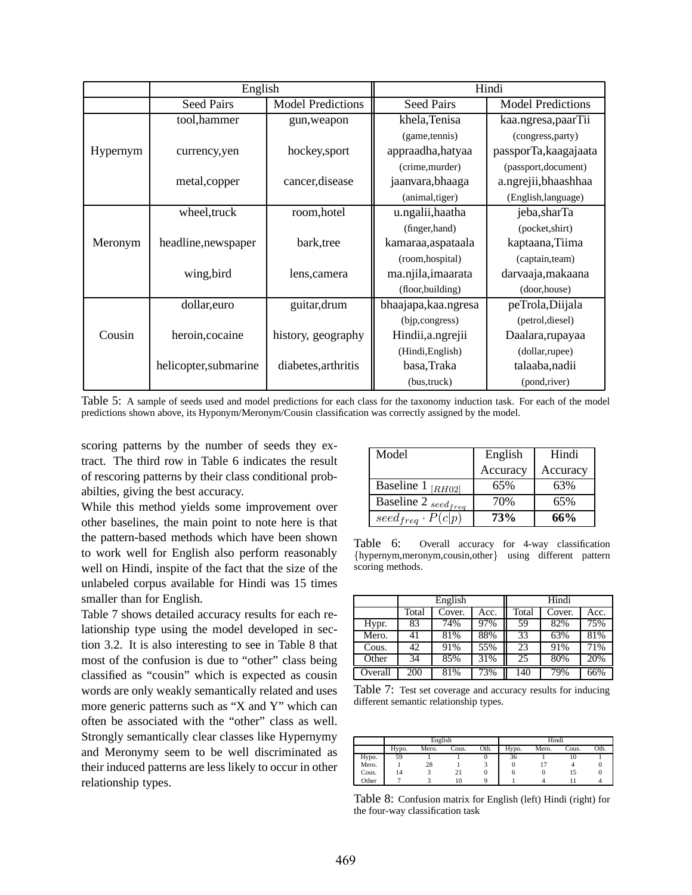| | English | | Hindi | |
|---|---|---|---|---|
| | Seed Pairs | Model Predictions | Seed Pairs | Model Predictions |
| Hypernym | tool,hammer | gun,weapon | khela,Tenisa (game,tennis) | kaa.ngresa,paarTii (congress,party) |
| | currency,yen | hockey,sport | appraadha,hatyaa (crime,murder) | passporTa,kaagajaata (passport,document) |
| | metal,copper | cancer,disease | jaanvara,bhaaga (animal,tiger) | a.ngrejii,bhaashhaa (English,language) |
| Meronym | wheel,truck | room,hotel | u.ngalii,haatha (finger,hand) | jeba,sharTa (pocket,shirt) |
| | headline,newspaper | bark,tree | kamaraa,aspataala (room,hospital) | kaptaana,Tiima (captain,team) |
| | wing,bird | lens,camera | ma.njila,imaarata (floor,building) | darvaaja,makaana (door,house) |
| Cousin | dollar,euro | guitar,drum | bhaajapa,kaa.ngresa (bjp,congress) | peTrola,Diijala (petrol,diesel) |
| | heroin,cocaine | history, geography | Hindii,a.ngrejii (Hindi,English) | Daalara,rupayaa (dollar,rupee) |
| | helicopter,submarine | diabetes,arthritis | basa,Traka (bus,truck) | talaaba,nadii (pond,river) |

Table 5: A sample of seeds used and model predictions for each class for the taxonomy induction task. For each of the model predictions shown above, its Hyponym/Meronym/Cousin classification was correctly assigned by the model.

scoring patterns by the number of seeds they extract. The third row in Table 6 indicates the result of rescoring patterns by their class conditional probabilties, giving the best accuracy.

While this method yields some improvement over other baselines, the main point to note here is that the pattern-based methods which have been shown to work well for English also perform reasonably well on Hindi, inspite of the fact that the size of the unlabeled corpus available for Hindi was 15 times smaller than for English.

Table 7 shows detailed accuracy results for each relationship type using the model developed in section 3.2. It is also interesting to see in Table 8 that most of the confusion is due to "other" class being classified as "cousin" which is expected as cousin words are only weakly semantically related and uses more generic patterns such as "X and Y" which can often be associated with the "other" class as well. Strongly semantically clear classes like Hypernymy and Meronymy seem to be well discriminated as their induced patterns are less likely to occur in other relationship types.

| Model | English Accuracy | Hindi Accuracy |
|---|---|---|
| Baseline 1 $_{[RH02]}$ | 65% | 63% |
| Baseline 2 $_{seed_{freq}}$ | 70% | 65% |
| $seed_{freq} \cdot P(c\|p)$ | **73%** | **66%** |

Table 6: Overall accuracy for 4-way classification {hypernym,meronym,cousin,other} using different pattern scoring methods.

| | English | | | Hindi | | |
|---|---|---|---|---|---|---|
| | Total | Cover. | Acc. | Total | Cover. | Acc. |
| Hypr. | 83 | 74% | 97% | 59 | 82% | 75% |
| Mero. | 41 | 81% | 88% | 33 | 63% | 81% |
| Cous. | 42 | 91% | 55% | 23 | 91% | 71% |
| Other | 34 | 85% | 31% | 25 | 80% | 20% |
| Overall | 200 | 81% | 73% | 140 | 79% | 66% |

Table 7: Test set coverage and accuracy results for inducing different semantic relationship types.

| | English | | | | Hindi | | | |
|---|---|---|---|---|---|---|---|---|
| | Hypo. | Mero. | Cous. | Oth. | Hypo. | Mero. | Cous. | Oth. |
| Hypo. | 59 | 1 | 1 | 0 | 36 | 1 | 10 | 1 |
| Mero. | 1 | 28 | 1 | 3 | 0 | 17 | 4 | 0 |
| Cous. | 14 | 3 | 21 | 0 | 6 | 0 | 15 | 0 |
| Other | 7 | 3 | 10 | 9 | 1 | 4 | 11 | 4 |

Table 8: Confusion matrix for English (left) Hindi (right) for the four-way classification task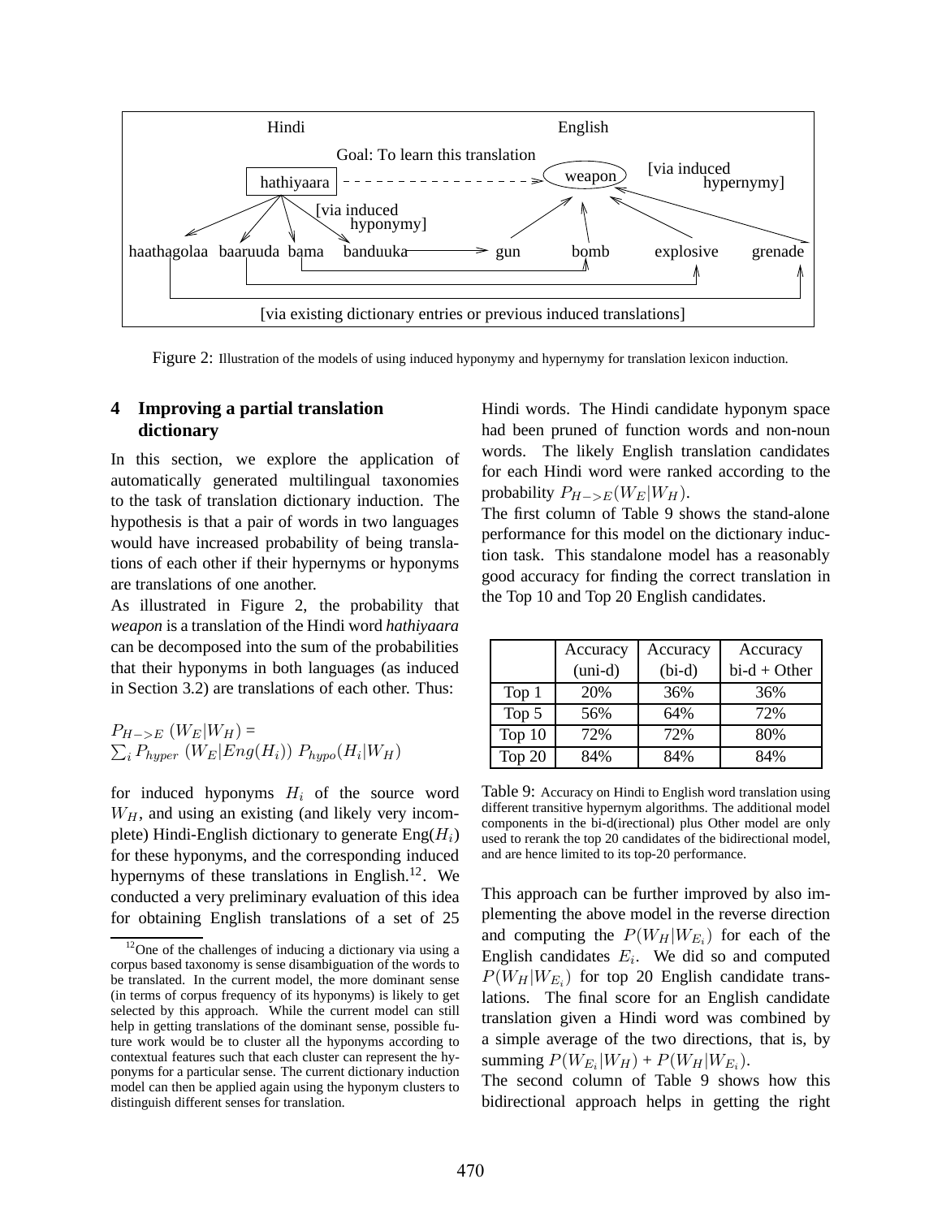Figure 2: Illustration of the models of using induced hyponymy and hypernymy for translation lexicon induction.

## 4 Improving a partial translation dictionary

In this section, we explore the application of automatically generated multilingual taxonomies to the task of translation dictionary induction. The hypothesis is that a pair of words in two languages would have increased probability of being translations of each other if their hypernyms or hyponyms are translations of one another.

As illustrated in Figure 2, the probability that *weapon* is a translation of the Hindi word *hathiyaara* can be decomposed into the sum of the probabilities that their hyponyms in both languages (as induced in Section 3.2) are translations of each other. Thus:

$$P_{H->E}\ (W_E|W_H) = \sum_i P_{hyper}\ (W_E|Eng(H_i))\ P_{hypo}(H_i|W_H)$$

for induced hyponyms $H_i$ of the source word $W_H$, and using an existing (and likely very incomplete) Hindi-English dictionary to generate Eng($H_i$) for these hyponyms, and the corresponding induced hypernyms of these translations in English.[12]. We conducted a very preliminary evaluation of this idea for obtaining English translations of a set of 25 Hindi words. The Hindi candidate hyponym space had been pruned of function words and non-noun words. The likely English translation candidates for each Hindi word were ranked according to the probability $P_{H->E}(W_E|W_H)$.

The first column of Table 9 shows the stand-alone performance for this model on the dictionary induction task. This standalone model has a reasonably good accuracy for finding the correct translation in the Top 10 and Top 20 English candidates.

| | Accuracy (uni-d) | Accuracy (bi-d) | Accuracy bi-d + Other |
|---|---|---|---|
| Top 1 | 20% | 36% | 36% |
| Top 5 | 56% | 64% | 72% |
| Top 10 | 72% | 72% | 80% |
| Top 20 | 84% | 84% | 84% |

Table 9: Accuracy on Hindi to English word translation using different transitive hypernym algorithms. The additional model components in the bi-d(irectional) plus Other model are only used to rerank the top 20 candidates of the bidirectional model, and are hence limited to its top-20 performance.

This approach can be further improved by also implementing the above model in the reverse direction and computing the $P(W_H|W_{E_i})$ for each of the English candidates $E_i$. We did so and computed $P(W_H|W_{E_i})$ for top 20 English candidate translations. The final score for an English candidate translation given a Hindi word was combined by a simple average of the two directions, that is, by summing $P(W_{E_i}|W_H) + P(W_H|W_{E_i})$.

The second column of Table 9 shows how this bidirectional approach helps in getting the right

[12] One of the challenges of inducing a dictionary via using a corpus based taxonomy is sense disambiguation of the words to be translated. In the current model, the more dominant sense (in terms of corpus frequency of its hyponyms) is likely to get selected by this approach. While the current model can still help in getting translations of the dominant sense, possible future work would be to cluster all the hyponyms according to contextual features such that each cluster can represent the hyponyms for a particular sense. The current dictionary induction model can then be applied again using the hyponym clusters to distinguish different senses for translation.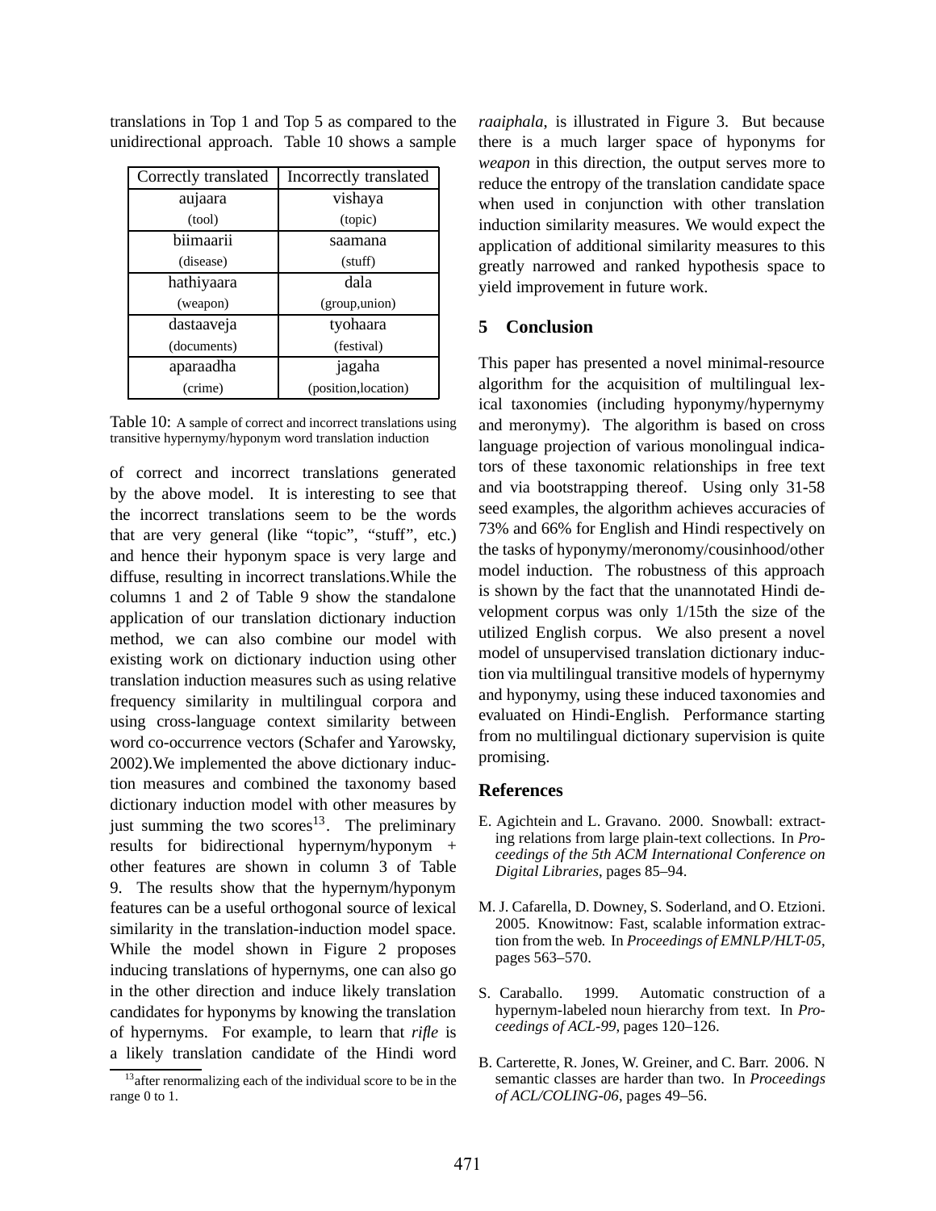translations in Top 1 and Top 5 as compared to the unidirectional approach. Table 10 shows a sample

| Correctly translated | Incorrectly translated |
|---|---|
| aujaara (tool) | vishaya (topic) |
| biimaarii (disease) | saamana (stuff) |
| hathiyaara (weapon) | dala (group,union) |
| dastaaveja (documents) | tyohaara (festival) |
| aparaadha (crime) | jagaha (position,location) |

Table 10: A sample of correct and incorrect translations using transitive hypernymy/hyponym word translation induction

of correct and incorrect translations generated by the above model. It is interesting to see that the incorrect translations seem to be the words that are very general (like "topic", "stuff", etc.) and hence their hyponym space is very large and diffuse, resulting in incorrect translations.While the columns 1 and 2 of Table 9 show the standalone application of our translation dictionary induction method, we can also combine our model with existing work on dictionary induction using other translation induction measures such as using relative frequency similarity in multilingual corpora and using cross-language context similarity between word co-occurrence vectors (Schafer and Yarowsky, 2002).We implemented the above dictionary induction measures and combined the taxonomy based dictionary induction model with other measures by just summing the two scores[13]. The preliminary results for bidirectional hypernym/hyponym + other features are shown in column 3 of Table 9. The results show that the hypernym/hyponym features can be a useful orthogonal source of lexical similarity in the translation-induction model space. While the model shown in Figure 2 proposes inducing translations of hypernyms, one can also go in the other direction and induce likely translation candidates for hyponyms by knowing the translation of hypernyms. For example, to learn that *rifle* is a likely translation candidate of the Hindi word *raaiphala*, is illustrated in Figure 3. But because there is a much larger space of hyponyms for *weapon* in this direction, the output serves more to reduce the entropy of the translation candidate space when used in conjunction with other translation induction similarity measures. We would expect the application of additional similarity measures to this greatly narrowed and ranked hypothesis space to yield improvement in future work.

[13] after renormalizing each of the individual score to be in the range 0 to 1.

## 5 Conclusion

This paper has presented a novel minimal-resource algorithm for the acquisition of multilingual lexical taxonomies (including hyponymy/hypernymy and meronymy). The algorithm is based on cross language projection of various monolingual indicators of these taxonomic relationships in free text and via bootstrapping thereof. Using only 31-58 seed examples, the algorithm achieves accuracies of 73% and 66% for English and Hindi respectively on the tasks of hyponymy/meronomy/cousinhood/other model induction. The robustness of this approach is shown by the fact that the unannotated Hindi development corpus was only 1/15th the size of the utilized English corpus. We also present a novel model of unsupervised translation dictionary induction via multilingual transitive models of hypernymy and hyponymy, using these induced taxonomies and evaluated on Hindi-English. Performance starting from no multilingual dictionary supervision is quite promising.

## References

E. Agichtein and L. Gravano. 2000. Snowball: extracting relations from large plain-text collections. In *Proceedings of the 5th ACM International Conference on Digital Libraries*, pages 85–94.

M. J. Cafarella, D. Downey, S. Soderland, and O. Etzioni. 2005. Knowitnow: Fast, scalable information extraction from the web. In *Proceedings of EMNLP/HLT-05*, pages 563–570.

S. Caraballo. 1999. Automatic construction of a hypernym-labeled noun hierarchy from text. In *Proceedings of ACL-99*, pages 120–126.

B. Carterette, R. Jones, W. Greiner, and C. Barr. 2006. N semantic classes are harder than two. In *Proceedings of ACL/COLING-06*, pages 49–56.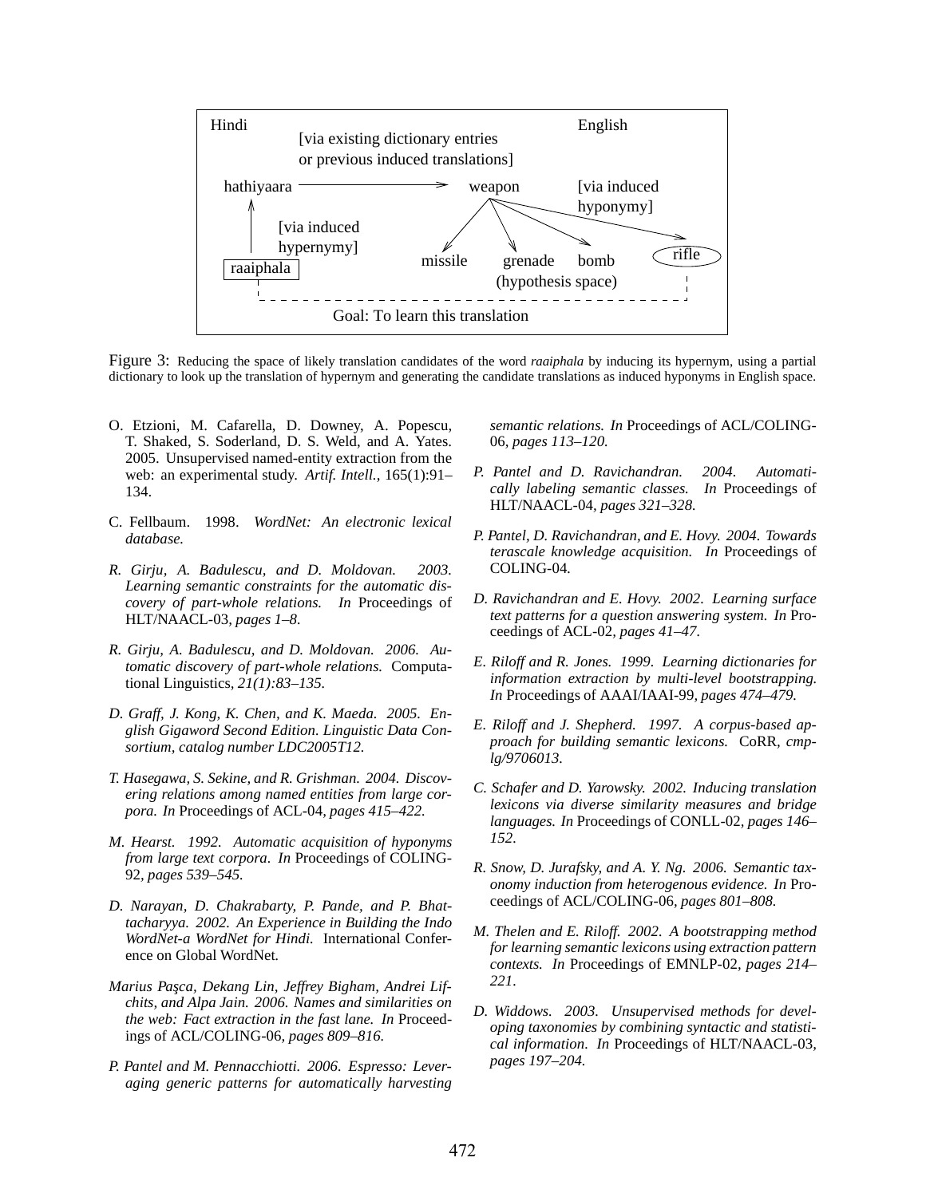Hindi

English

[via existing dictionary entries or previous induced translations]

hathiyaara

weapon

[via induced hyponymy]

[via induced hypernymy]

raaiphala

missile

grenade

bomb

rifle

(hypothesis space)

Goal: To learn this translation

Figure 3: Reducing the space of likely translation candidates of the word *raaiphala* by inducing its hypernym, using a partial dictionary to look up the translation of hypernym and generating the candidate translations as induced hyponyms in English space.

O. Etzioni, M. Cafarella, D. Downey, A. Popescu, T. Shaked, S. Soderland, D. S. Weld, and A. Yates. 2005. Unsupervised named-entity extraction from the web: an experimental study. *Artif. Intell.*, 165(1):91–134.

C. Fellbaum. 1998. *WordNet: An electronic lexical database.*

*R. Girju, A. Badulescu, and D. Moldovan. 2003. Learning semantic constraints for the automatic discovery of part-whole relations. In* Proceedings of HLT/NAACL-03*, pages 1–8.*

*R. Girju, A. Badulescu, and D. Moldovan. 2006. Automatic discovery of part-whole relations.* Computational Linguistics*, 21(1):83–135.*

*D. Graff, J. Kong, K. Chen, and K. Maeda. 2005. English Gigaword Second Edition. Linguistic Data Consortium, catalog number LDC2005T12.*

*T. Hasegawa, S. Sekine, and R. Grishman. 2004. Discovering relations among named entities from large corpora. In* Proceedings of ACL-04*, pages 415–422.*

*M. Hearst. 1992. Automatic acquisition of hyponyms from large text corpora. In* Proceedings of COLING-92*, pages 539–545.*

*D. Narayan, D. Chakrabarty, P. Pande, and P. Bhattacharyya. 2002. An Experience in Building the Indo WordNet-a WordNet for Hindi.* International Conference on Global WordNet.

*Marius Paşca, Dekang Lin, Jeffrey Bigham, Andrei Lifchits, and Alpa Jain. 2006. Names and similarities on the web: Fact extraction in the fast lane. In* Proceedings of ACL/COLING-06*, pages 809–816.*

*P. Pantel and M. Pennacchiotti. 2006. Espresso: Leveraging generic patterns for automatically harvesting semantic relations. In* Proceedings of ACL/COLING-06*, pages 113–120.*

*P. Pantel and D. Ravichandran. 2004. Automatically labeling semantic classes. In* Proceedings of HLT/NAACL-04*, pages 321–328.*

*P. Pantel, D. Ravichandran, and E. Hovy. 2004. Towards terascale knowledge acquisition. In* Proceedings of COLING-04.

*D. Ravichandran and E. Hovy. 2002. Learning surface text patterns for a question answering system. In* Proceedings of ACL-02*, pages 41–47.*

*E. Riloff and R. Jones. 1999. Learning dictionaries for information extraction by multi-level bootstrapping. In* Proceedings of AAAI/IAAI-99*, pages 474–479.*

*E. Riloff and J. Shepherd. 1997. A corpus-based approach for building semantic lexicons.* CoRR*, cmp-lg/9706013.*

*C. Schafer and D. Yarowsky. 2002. Inducing translation lexicons via diverse similarity measures and bridge languages. In* Proceedings of CONLL-02*, pages 146–152.*

*R. Snow, D. Jurafsky, and A. Y. Ng. 2006. Semantic taxonomy induction from heterogenous evidence. In* Proceedings of ACL/COLING-06*, pages 801–808.*

*M. Thelen and E. Riloff. 2002. A bootstrapping method for learning semantic lexicons using extraction pattern contexts. In* Proceedings of EMNLP-02*, pages 214–221.*

*D. Widdows. 2003. Unsupervised methods for developing taxonomies by combining syntactic and statistical information. In* Proceedings of HLT/NAACL-03*, pages 197–204.*